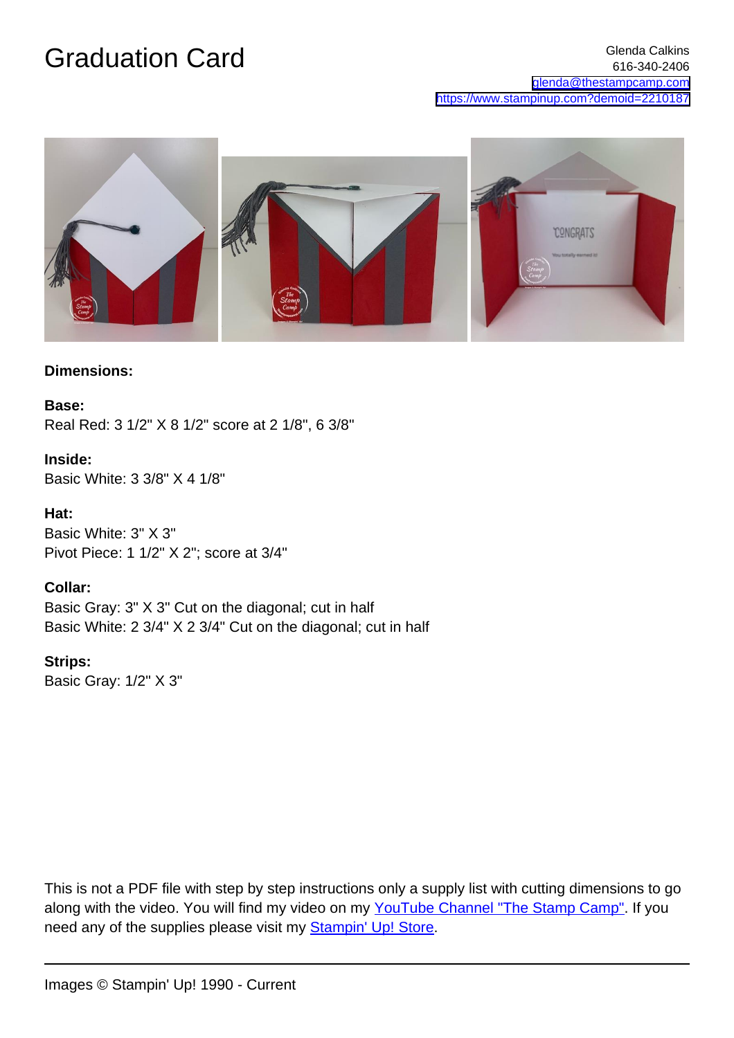# Graduation Card

Glenda Calkins
616-340-2406
glenda@thestampcamp.com
https://www.stampinup.com?demoid=2210187

**Dimensions:**

**Base:**
Real Red: 3 1/2" X 8 1/2" score at 2 1/8", 6 3/8"

**Inside:**
Basic White: 3 3/8" X 4 1/8"

**Hat:**
Basic White: 3" X 3"
Pivot Piece: 1 1/2" X 2"; score at 3/4"

**Collar:**
Basic Gray: 3" X 3" Cut on the diagonal; cut in half
Basic White: 2 3/4" X 2 3/4" Cut on the diagonal; cut in half

**Strips:**
Basic Gray: 1/2" X 3"

This is not a PDF file with step by step instructions only a supply list with cutting dimensions to go along with the video. You will find my video on my YouTube Channel "The Stamp Camp". If you need any of the supplies please visit my Stampin' Up! Store.

---

Images © Stampin' Up! 1990 - Current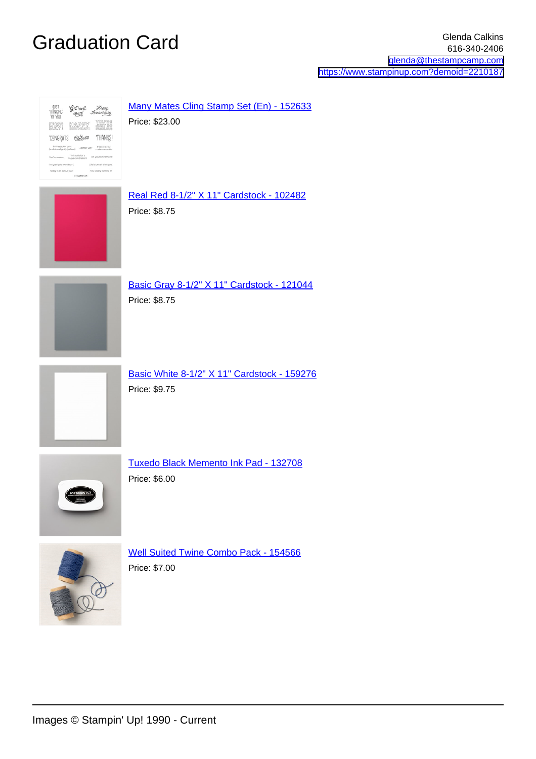# Graduation Card

Glenda Calkins
616-340-2406
[glenda@thestampcamp.com](mailto:glenda@thestampcamp.com)
[https://www.stampinup.com?demoid=2210187](https://www.stampinup.com?demoid=2210187)

[Many Mates Cling Stamp Set (En) - 152633](#)
Price: $23.00

[Real Red 8-1/2" X 11" Cardstock - 102482](#)
Price: $8.75

[Basic Gray 8-1/2" X 11" Cardstock - 121044](#)
Price: $8.75

[Basic White 8-1/2" X 11" Cardstock - 159276](#)
Price: $9.75

[Tuxedo Black Memento Ink Pad - 132708](#)
Price: $6.00

[Well Suited Twine Combo Pack - 154566](#)
Price: $7.00

Images © Stampin' Up! 1990 - Current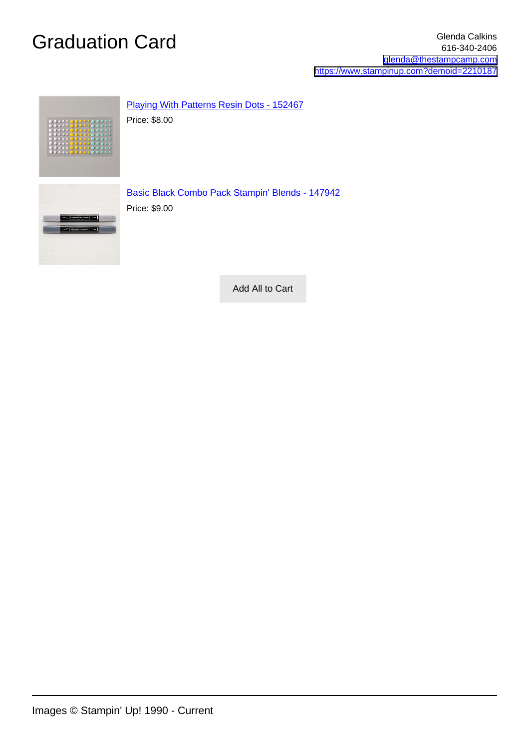# Graduation Card

Glenda Calkins
616-340-2406
glenda@thestampcamp.com
https://www.stampinup.com?demoid=2210187

[Playing With Patterns Resin Dots - 152467](https://www.stampinup.com?demoid=2210187)

Price: $8.00

[Basic Black Combo Pack Stampin' Blends - 147942](https://www.stampinup.com?demoid=2210187)

Price: $9.00

Add All to Cart

Images © Stampin' Up! 1990 - Current